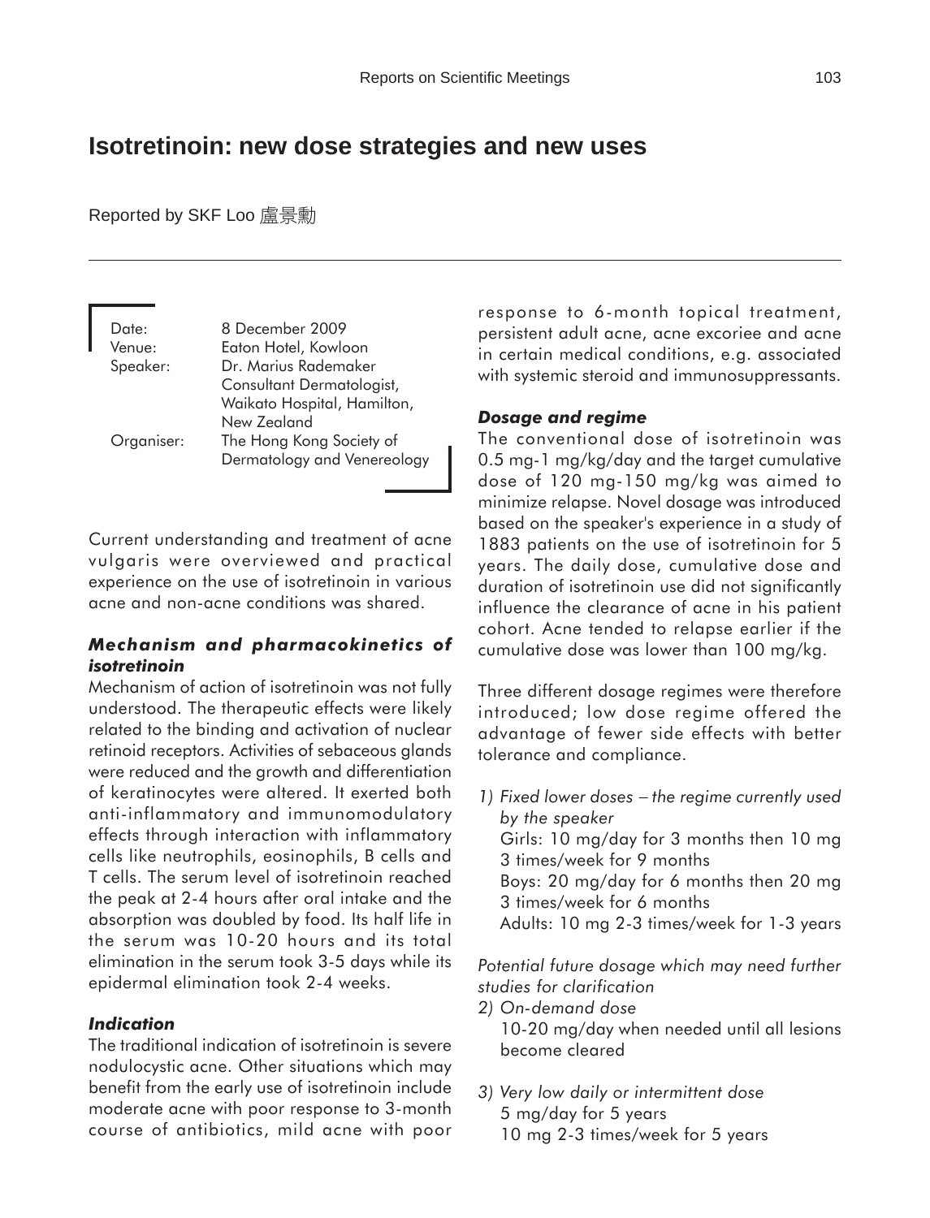# Isotretinoin: new dose strategies and new uses

Reported by SKF Loo 盧景勳

| | |
|---|---|
| Date: | 8 December 2009 |
| Venue: | Eaton Hotel, Kowloon |
| Speaker: | Dr. Marius Rademaker<br>Consultant Dermatologist,<br>Waikato Hospital, Hamilton,<br>New Zealand |
| Organiser: | The Hong Kong Society of<br>Dermatology and Venereology |

Current understanding and treatment of acne vulgaris were overviewed and practical experience on the use of isotretinoin in various acne and non-acne conditions was shared.

### *Mechanism and pharmacokinetics of isotretinoin*

Mechanism of action of isotretinoin was not fully understood. The therapeutic effects were likely related to the binding and activation of nuclear retinoid receptors. Activities of sebaceous glands were reduced and the growth and differentiation of keratinocytes were altered. It exerted both anti-inflammatory and immunomodulatory effects through interaction with inflammatory cells like neutrophils, eosinophils, B cells and T cells. The serum level of isotretinoin reached the peak at 2-4 hours after oral intake and the absorption was doubled by food. Its half life in the serum was 10-20 hours and its total elimination in the serum took 3-5 days while its epidermal elimination took 2-4 weeks.

### *Indication*

The traditional indication of isotretinoin is severe nodulocystic acne. Other situations which may benefit from the early use of isotretinoin include moderate acne with poor response to 3-month course of antibiotics, mild acne with poor response to 6-month topical treatment, persistent adult acne, acne excoriee and acne in certain medical conditions, e.g. associated with systemic steroid and immunosuppressants.

### *Dosage and regime*

The conventional dose of isotretinoin was 0.5 mg-1 mg/kg/day and the target cumulative dose of 120 mg-150 mg/kg was aimed to minimize relapse. Novel dosage was introduced based on the speaker's experience in a study of 1883 patients on the use of isotretinoin for 5 years. The daily dose, cumulative dose and duration of isotretinoin use did not significantly influence the clearance of acne in his patient cohort. Acne tended to relapse earlier if the cumulative dose was lower than 100 mg/kg.

Three different dosage regimes were therefore introduced; low dose regime offered the advantage of fewer side effects with better tolerance and compliance.

1) *Fixed lower doses – the regime currently used by the speaker*
   Girls: 10 mg/day for 3 months then 10 mg 3 times/week for 9 months
   Boys: 20 mg/day for 6 months then 20 mg 3 times/week for 6 months
   Adults: 10 mg 2-3 times/week for 1-3 years

*Potential future dosage which may need further studies for clarification*

2) *On-demand dose*
   10-20 mg/day when needed until all lesions become cleared

3) *Very low daily or intermittent dose*
   5 mg/day for 5 years
   10 mg 2-3 times/week for 5 years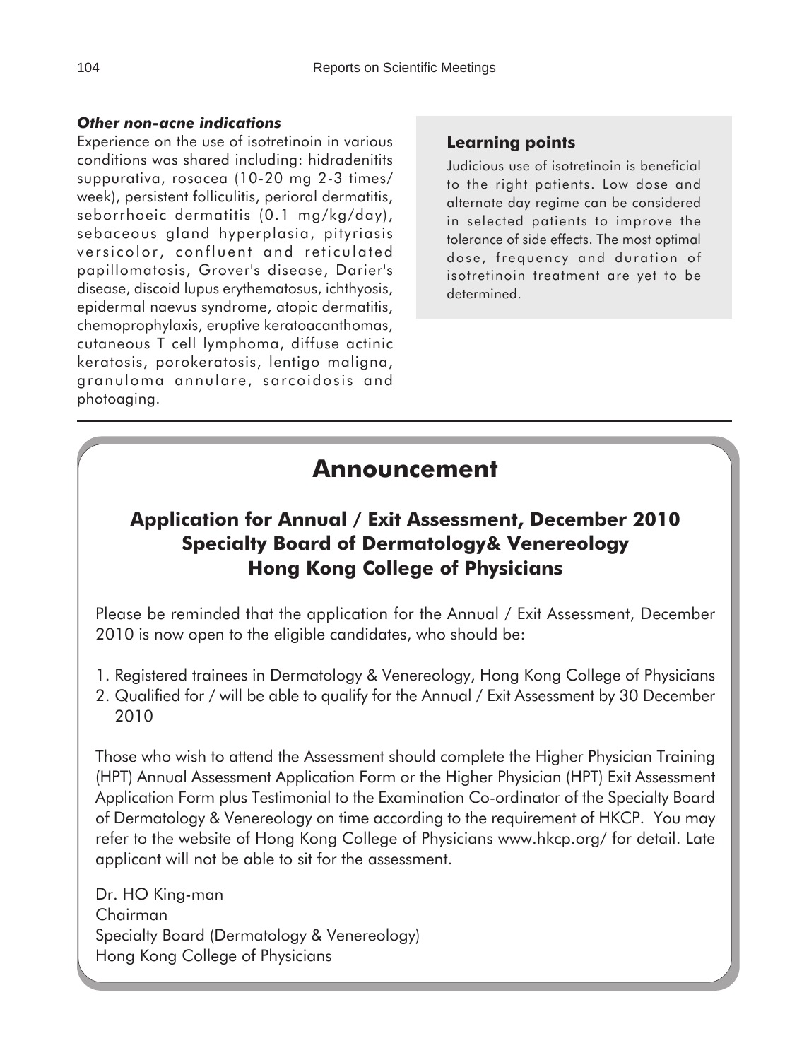***Other non-acne indications***

Experience on the use of isotretinoin in various conditions was shared including: hidradenitits suppurativa, rosacea (10-20 mg 2-3 times/week), persistent folliculitis, perioral dermatitis, seborrhoeic dermatitis (0.1 mg/kg/day), sebaceous gland hyperplasia, pityriasis versicolor, confluent and reticulated papillomatosis, Grover's disease, Darier's disease, discoid lupus erythematosus, ichthyosis, epidermal naevus syndrome, atopic dermatitis, chemoprophylaxis, eruptive keratoacanthomas, cutaneous T cell lymphoma, diffuse actinic keratosis, porokeratosis, lentigo maligna, granuloma annulare, sarcoidosis and photoaging.

**Learning points**

Judicious use of isotretinoin is beneficial to the right patients. Low dose and alternate day regime can be considered in selected patients to improve the tolerance of side effects. The most optimal dose, frequency and duration of isotretinoin treatment are yet to be determined.

# Announcement

## Application for Annual / Exit Assessment, December 2010 Specialty Board of Dermatology& Venereology Hong Kong College of Physicians

Please be reminded that the application for the Annual / Exit Assessment, December 2010 is now open to the eligible candidates, who should be:

1. Registered trainees in Dermatology & Venereology, Hong Kong College of Physicians
2. Qualified for / will be able to qualify for the Annual / Exit Assessment by 30 December 2010

Those who wish to attend the Assessment should complete the Higher Physician Training (HPT) Annual Assessment Application Form or the Higher Physician (HPT) Exit Assessment Application Form plus Testimonial to the Examination Co-ordinator of the Specialty Board of Dermatology & Venereology on time according to the requirement of HKCP. You may refer to the website of Hong Kong College of Physicians www.hkcp.org/ for detail. Late applicant will not be able to sit for the assessment.

Dr. HO King-man
Chairman
Specialty Board (Dermatology & Venereology)
Hong Kong College of Physicians